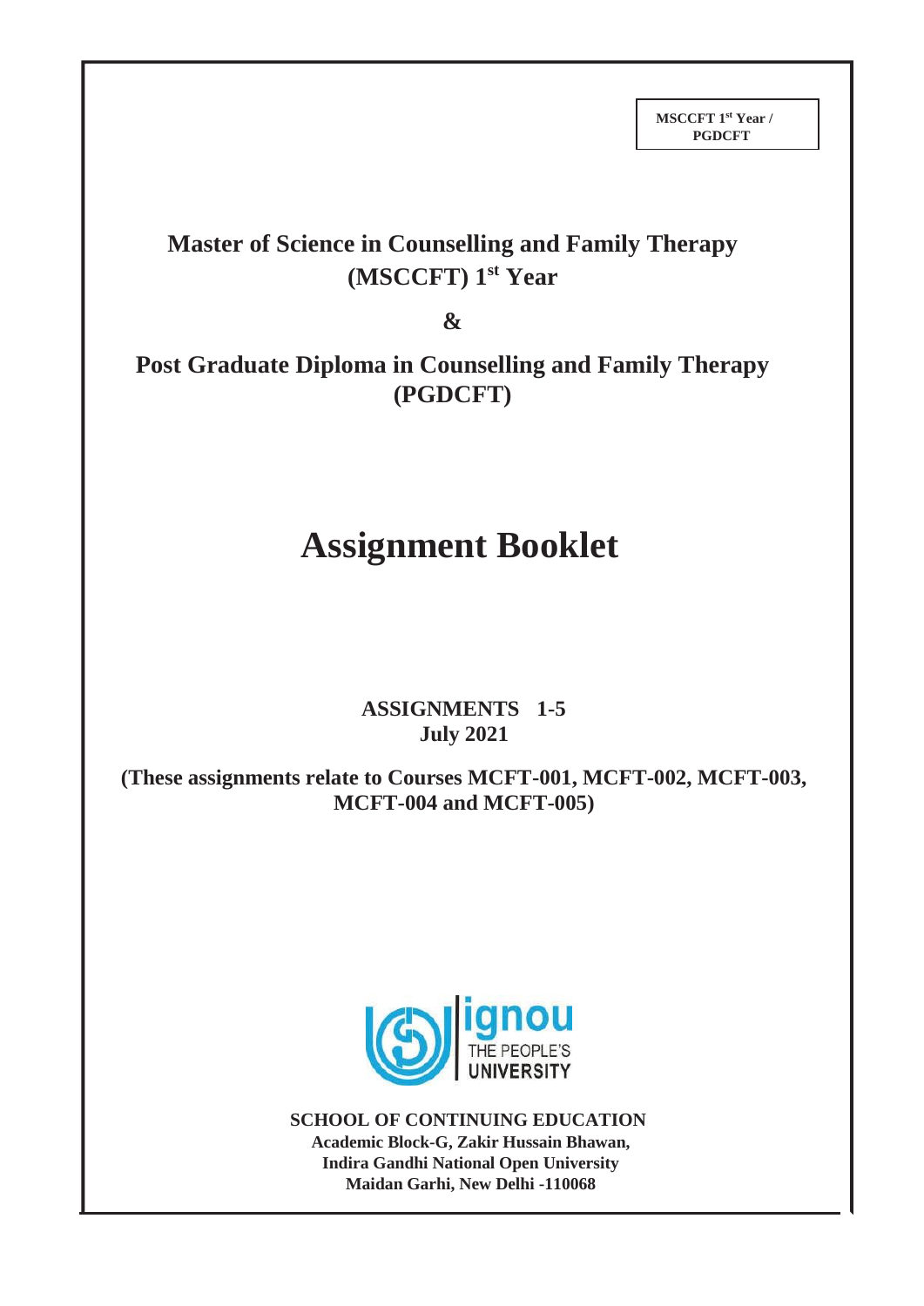**MSCCFT 1st Year / PGDCFT**

# Master of Science in Counselling and Family Therapy (MSCCFT) 1st Year

**&**

# Post Graduate Diploma in Counselling and Family Therapy (PGDCFT)

# Assignment Booklet

**ASSIGNMENTS 1-5**
**July 2021**

**(These assignments relate to Courses MCFT-001, MCFT-002, MCFT-003, MCFT-004 and MCFT-005)**

ignou
THE PEOPLE'S UNIVERSITY

**SCHOOL OF CONTINUING EDUCATION**
**Academic Block-G, Zakir Hussain Bhawan,**
**Indira Gandhi National Open University**
**Maidan Garhi, New Delhi -110068**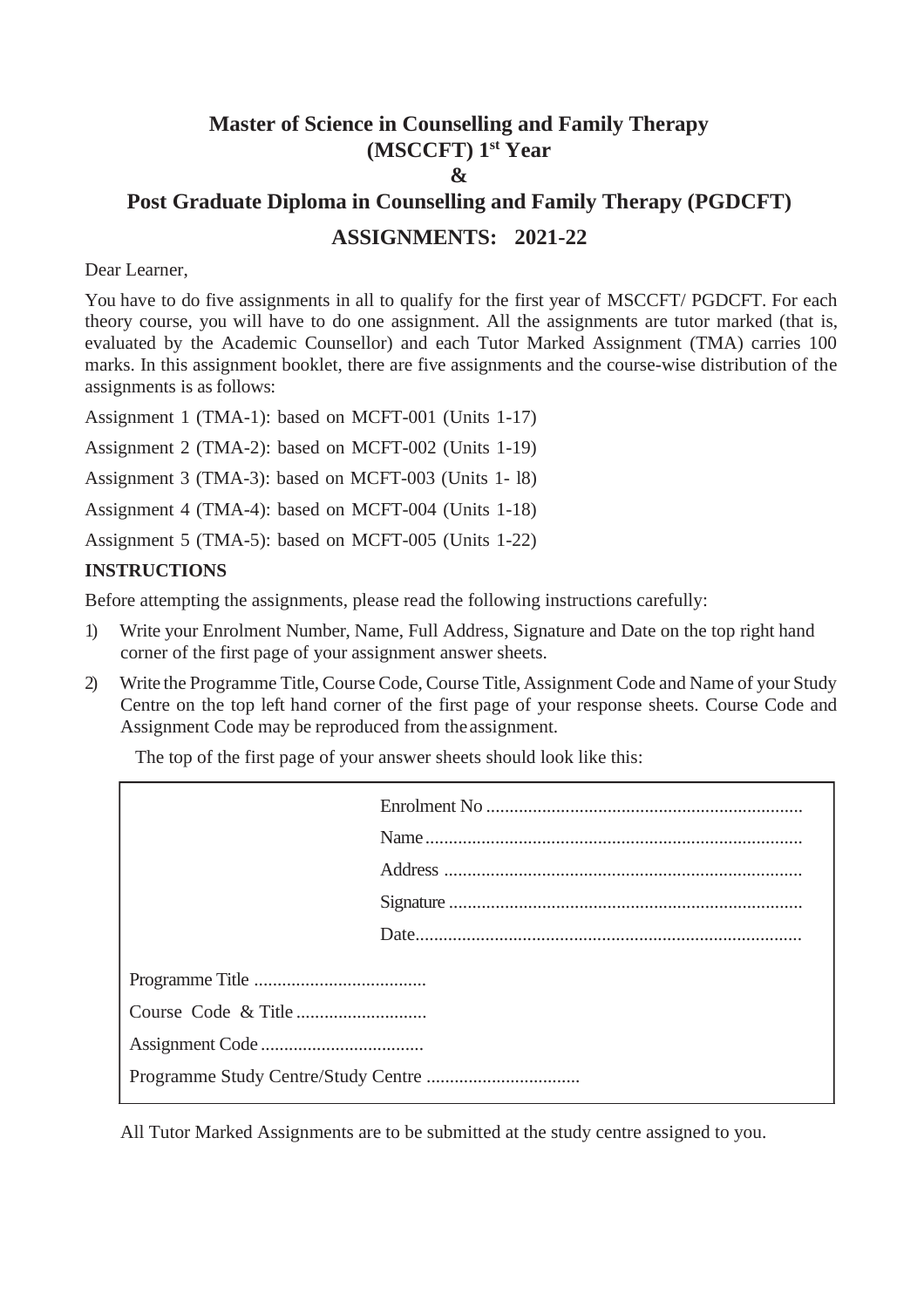# Master of Science in Counselling and Family Therapy (MSCCFT) 1st Year

## &

# Post Graduate Diploma in Counselling and Family Therapy (PGDCFT)

## ASSIGNMENTS: 2021-22

Dear Learner,

You have to do five assignments in all to qualify for the first year of MSCCFT/ PGDCFT. For each theory course, you will have to do one assignment. All the assignments are tutor marked (that is, evaluated by the Academic Counsellor) and each Tutor Marked Assignment (TMA) carries 100 marks. In this assignment booklet, there are five assignments and the course-wise distribution of the assignments is as follows:

Assignment 1 (TMA-1): based on MCFT-001 (Units 1-17)

Assignment 2 (TMA-2): based on MCFT-002 (Units 1-19)

Assignment 3 (TMA-3): based on MCFT-003 (Units 1- l8)

Assignment 4 (TMA-4): based on MCFT-004 (Units 1-18)

Assignment 5 (TMA-5): based on MCFT-005 (Units 1-22)

**INSTRUCTIONS**

Before attempting the assignments, please read the following instructions carefully:

1) Write your Enrolment Number, Name, Full Address, Signature and Date on the top right hand corner of the first page of your assignment answer sheets.

2) Write the Programme Title, Course Code, Course Title, Assignment Code and Name of your Study Centre on the top left hand corner of the first page of your response sheets. Course Code and Assignment Code may be reproduced from the assignment.

   The top of the first page of your answer sheets should look like this:

```
                                   Enrolment No .....................................
                                   Name .............................................
                                   Address ..........................................
                                   Signature ........................................
                                   Date .............................................

Programme Title ......................
Course Code & Title ..................
Assignment Code ......................
Programme Study Centre/Study Centre ......................
```

All Tutor Marked Assignments are to be submitted at the study centre assigned to you.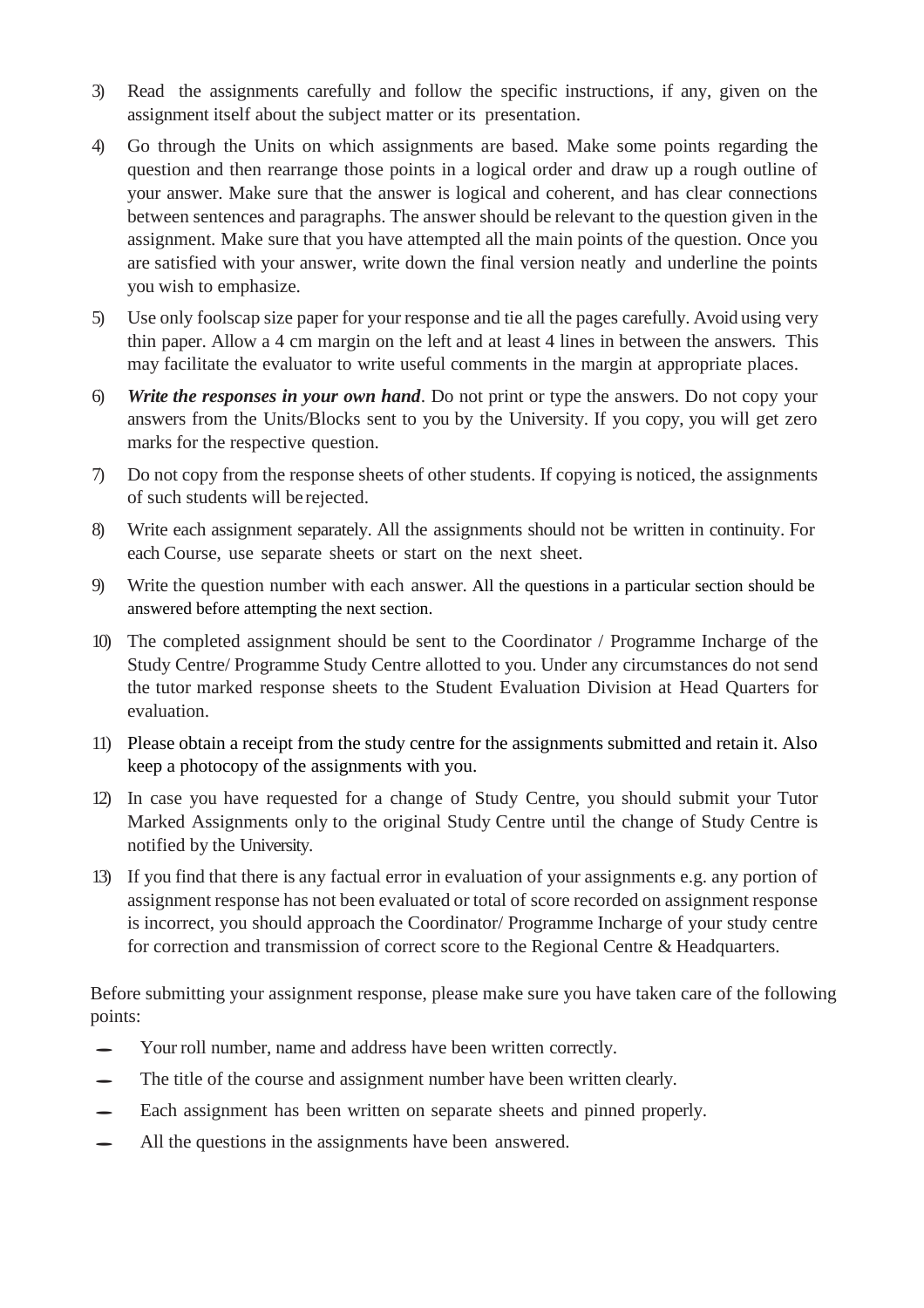3) Read the assignments carefully and follow the specific instructions, if any, given on the assignment itself about the subject matter or its presentation.

4) Go through the Units on which assignments are based. Make some points regarding the question and then rearrange those points in a logical order and draw up a rough outline of your answer. Make sure that the answer is logical and coherent, and has clear connections between sentences and paragraphs. The answer should be relevant to the question given in the assignment. Make sure that you have attempted all the main points of the question. Once you are satisfied with your answer, write down the final version neatly and underline the points you wish to emphasize.

5) Use only foolscap size paper for your response and tie all the pages carefully. Avoid using very thin paper. Allow a 4 cm margin on the left and at least 4 lines in between the answers. This may facilitate the evaluator to write useful comments in the margin at appropriate places.

6) ***Write the responses in your own hand***. Do not print or type the answers. Do not copy your answers from the Units/Blocks sent to you by the University. If you copy, you will get zero marks for the respective question.

7) Do not copy from the response sheets of other students. If copying is noticed, the assignments of such students will be rejected.

8) Write each assignment separately. All the assignments should not be written in continuity. For each Course, use separate sheets or start on the next sheet.

9) Write the question number with each answer. All the questions in a particular section should be answered before attempting the next section.

10) The completed assignment should be sent to the Coordinator / Programme Incharge of the Study Centre/ Programme Study Centre allotted to you. Under any circumstances do not send the tutor marked response sheets to the Student Evaluation Division at Head Quarters for evaluation.

11) Please obtain a receipt from the study centre for the assignments submitted and retain it. Also keep a photocopy of the assignments with you.

12) In case you have requested for a change of Study Centre, you should submit your Tutor Marked Assignments only to the original Study Centre until the change of Study Centre is notified by the University.

13) If you find that there is any factual error in evaluation of your assignments e.g. any portion of assignment response has not been evaluated or total of score recorded on assignment response is incorrect, you should approach the Coordinator/ Programme Incharge of your study centre for correction and transmission of correct score to the Regional Centre & Headquarters.

Before submitting your assignment response, please make sure you have taken care of the following points:

- Your roll number, name and address have been written correctly.
- The title of the course and assignment number have been written clearly.
- Each assignment has been written on separate sheets and pinned properly.
- All the questions in the assignments have been answered.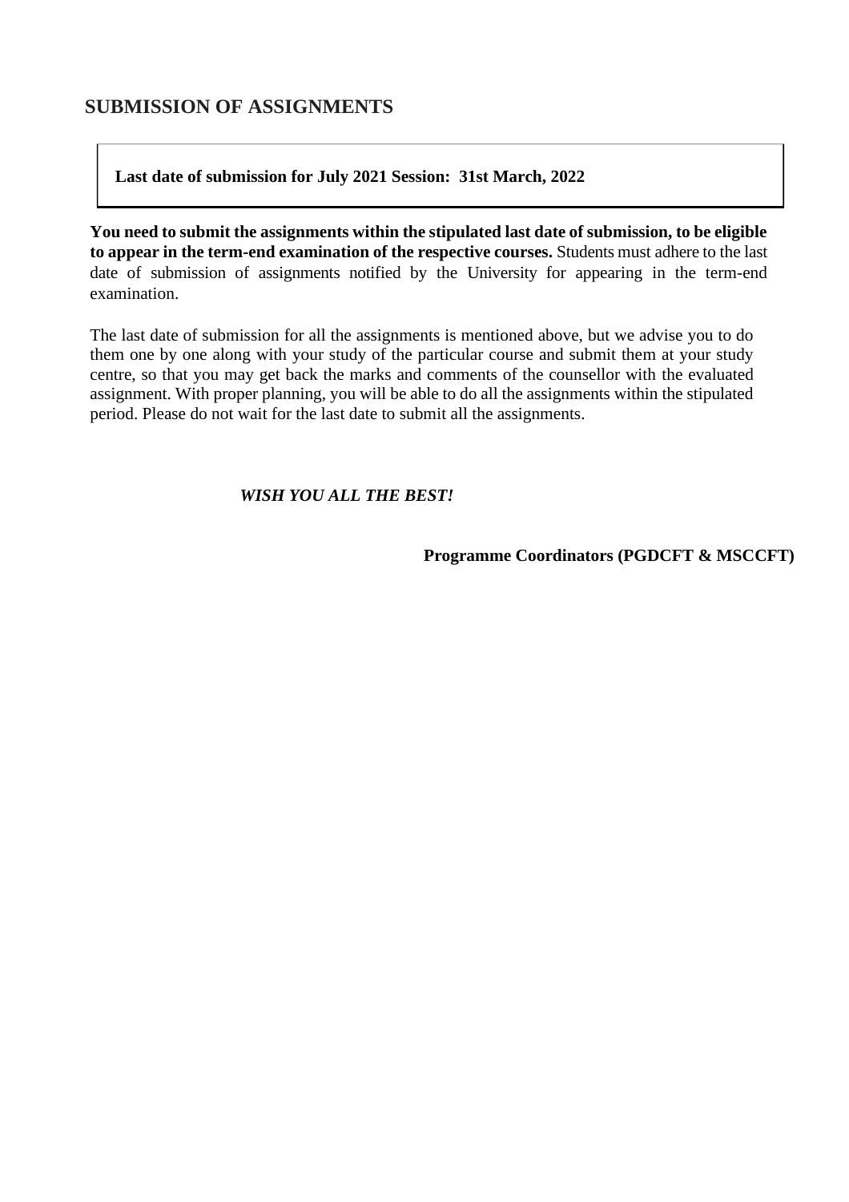## SUBMISSION OF ASSIGNMENTS

**Last date of submission for July 2021 Session: 31st March, 2022**

**You need to submit the assignments within the stipulated last date of submission, to be eligible to appear in the term-end examination of the respective courses.** Students must adhere to the last date of submission of assignments notified by the University for appearing in the term-end examination.

The last date of submission for all the assignments is mentioned above, but we advise you to do them one by one along with your study of the particular course and submit them at your study centre, so that you may get back the marks and comments of the counsellor with the evaluated assignment. With proper planning, you will be able to do all the assignments within the stipulated period. Please do not wait for the last date to submit all the assignments.

***WISH YOU ALL THE BEST!***

**Programme Coordinators (PGDCFT & MSCCFT)**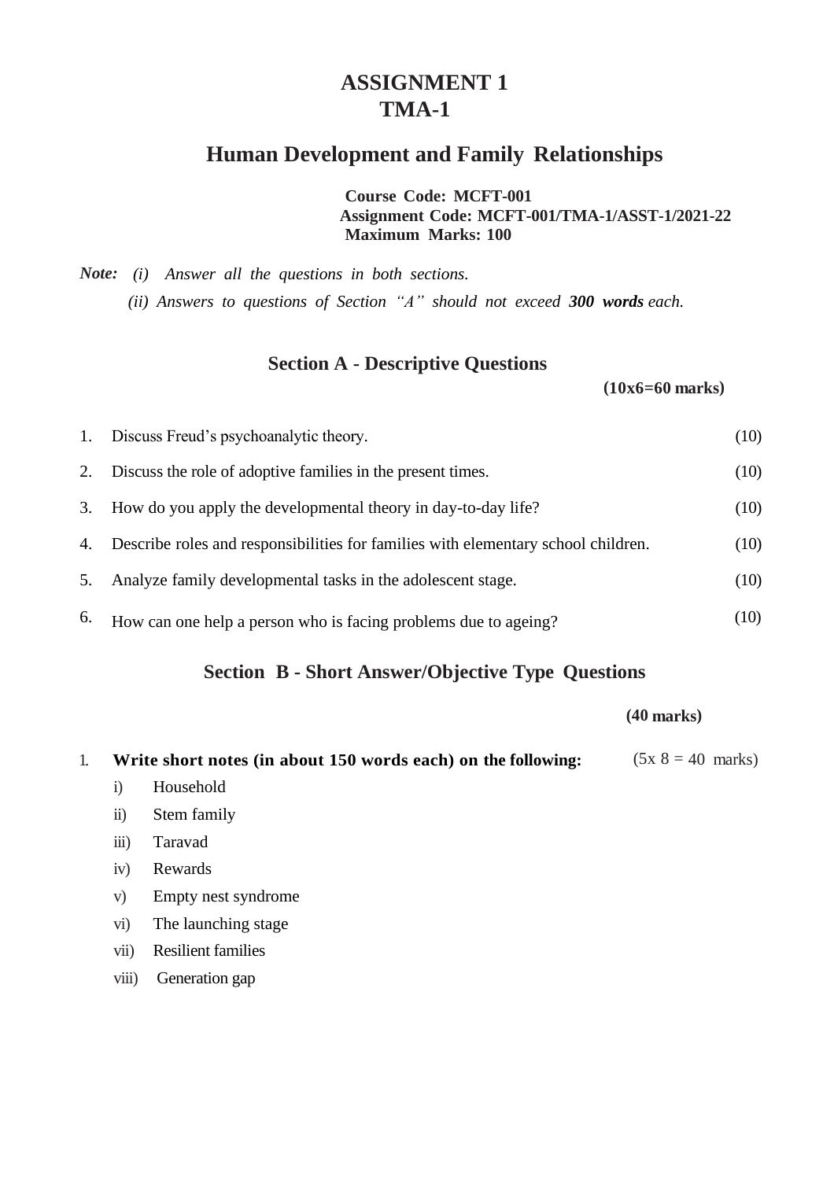# ASSIGNMENT 1
# TMA-1

## Human Development and Family Relationships

**Course Code: MCFT-001**
**Assignment Code: MCFT-001/TMA-1/ASST-1/2021-22**
**Maximum Marks: 100**

***Note:*** *(i) Answer all the questions in both sections.*
*(ii) Answers to questions of Section "A" should not exceed **300 words** each.*

### Section A - Descriptive Questions

**(10x6=60 marks)**

1. Discuss Freud's psychoanalytic theory. (10)
2. Discuss the role of adoptive families in the present times. (10)
3. How do you apply the developmental theory in day-to-day life? (10)
4. Describe roles and responsibilities for families with elementary school children. (10)
5. Analyze family developmental tasks in the adolescent stage. (10)
6. How can one help a person who is facing problems due to ageing? (10)

### Section B - Short Answer/Objective Type Questions

**(40 marks)**

1. **Write short notes (in about 150 words each) on the following:** (5x 8 = 40 marks)
   i) Household
   ii) Stem family
   iii) Taravad
   iv) Rewards
   v) Empty nest syndrome
   vi) The launching stage
   vii) Resilient families
   viii) Generation gap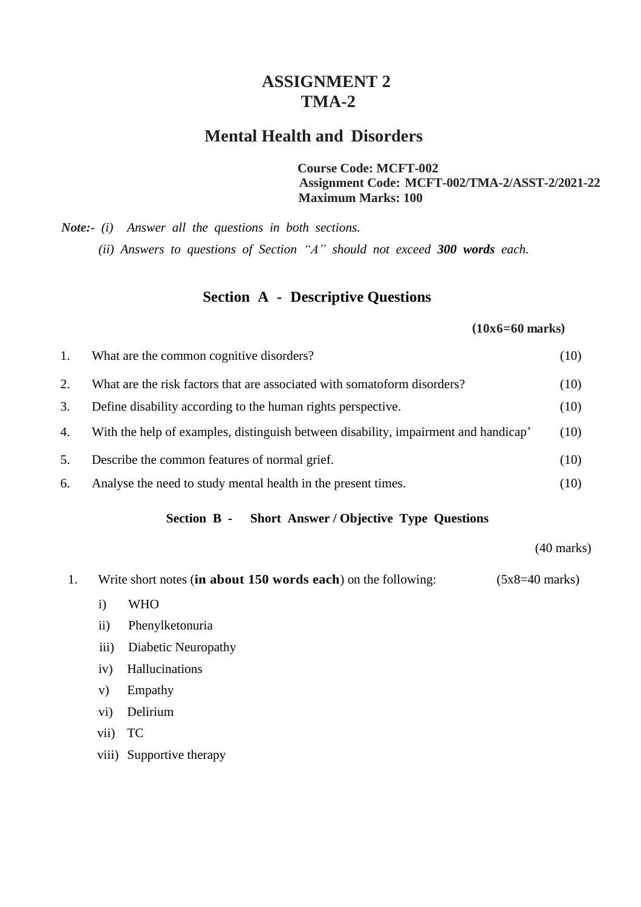# ASSIGNMENT 2
# TMA-2

## Mental Health and Disorders

**Course Code: MCFT-002**
**Assignment Code: MCFT-002/TMA-2/ASST-2/2021-22**
**Maximum Marks: 100**

***Note:-*** *(i) Answer all the questions in both sections.*
*(ii) Answers to questions of Section "A" should not exceed **300 words** each.*

### Section A - Descriptive Questions

**(10x6=60 marks)**

| | | |
|---|---|---|
| 1. | What are the common cognitive disorders? | (10) |
| 2. | What are the risk factors that are associated with somatoform disorders? | (10) |
| 3. | Define disability according to the human rights perspective. | (10) |
| 4. | With the help of examples, distinguish between disability, impairment and handicap' | (10) |
| 5. | Describe the common features of normal grief. | (10) |
| 6. | Analyse the need to study mental health in the present times. | (10) |

### Section B - Short Answer / Objective Type Questions

(40 marks)

1. Write short notes (**in about 150 words each**) on the following: (5x8=40 marks)

   i) WHO
   ii) Phenylketonuria
   iii) Diabetic Neuropathy
   iv) Hallucinations
   v) Empathy
   vi) Delirium
   vii) TC
   viii) Supportive therapy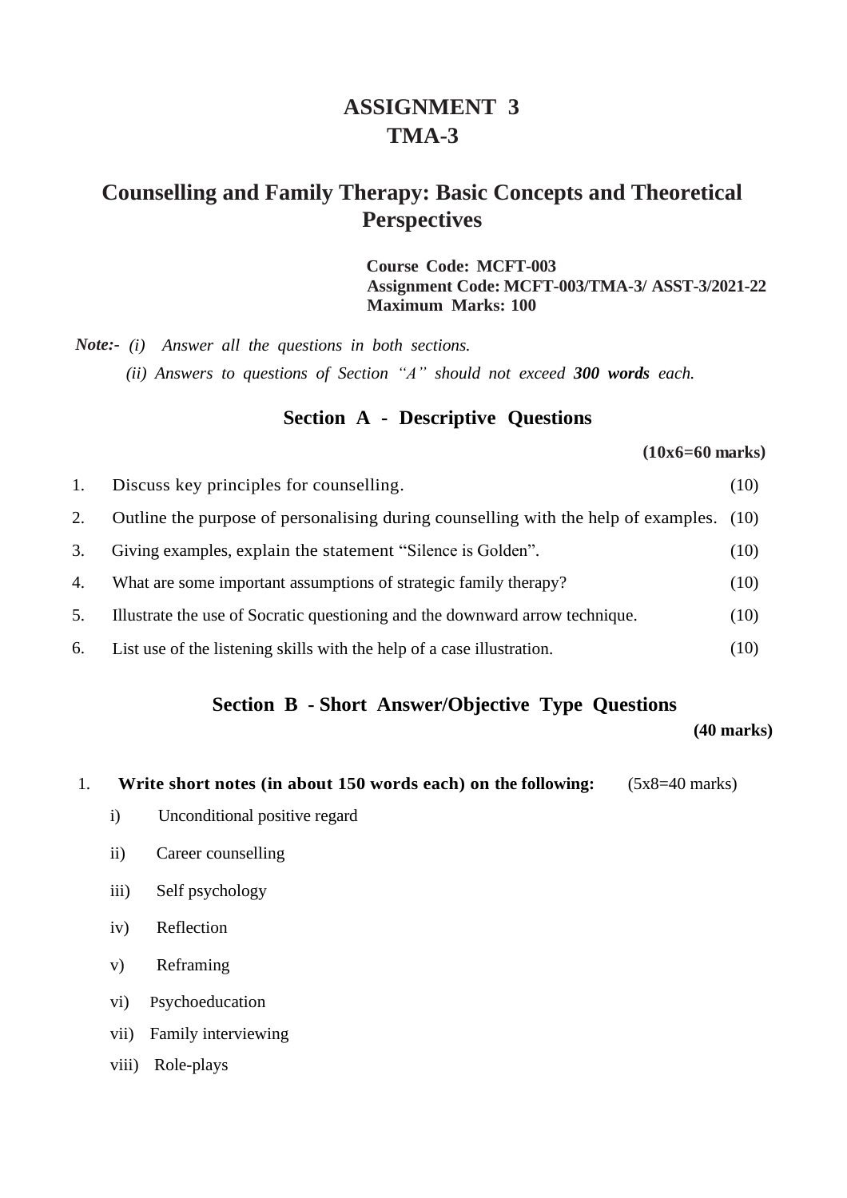# ASSIGNMENT 3
# TMA-3

## Counselling and Family Therapy: Basic Concepts and Theoretical Perspectives

**Course Code: MCFT-003**
**Assignment Code: MCFT-003/TMA-3/ ASST-3/2021-22**
**Maximum Marks: 100**

***Note:-*** *(i) Answer all the questions in both sections.*

*(ii) Answers to questions of Section "A" should not exceed **300 words** each.*

### Section A - Descriptive Questions

**(10x6=60 marks)**

1. Discuss key principles for counselling. (10)
2. Outline the purpose of personalising during counselling with the help of examples. (10)
3. Giving examples, explain the statement "Silence is Golden". (10)
4. What are some important assumptions of strategic family therapy? (10)
5. Illustrate the use of Socratic questioning and the downward arrow technique. (10)
6. List use of the listening skills with the help of a case illustration. (10)

### Section B - Short Answer/Objective Type Questions

**(40 marks)**

1. **Write short notes (in about 150 words each) on the following:** (5x8=40 marks)
   - i) Unconditional positive regard
   - ii) Career counselling
   - iii) Self psychology
   - iv) Reflection
   - v) Reframing
   - vi) Psychoeducation
   - vii) Family interviewing
   - viii) Role-plays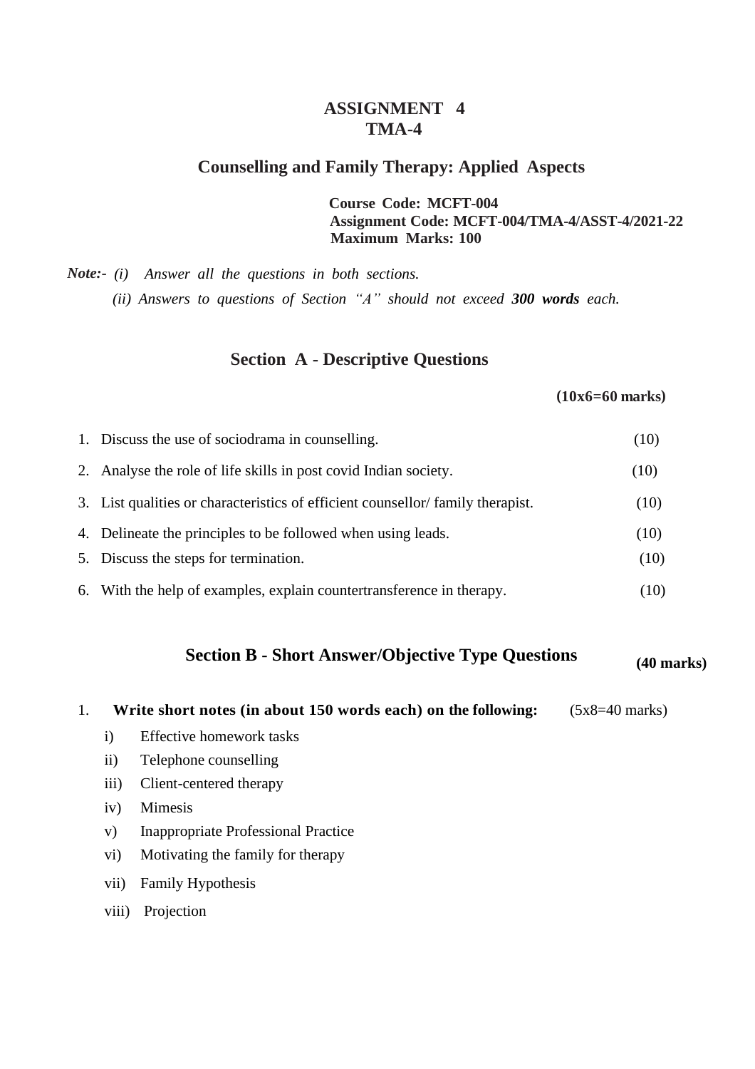# ASSIGNMENT 4
## TMA-4

## Counselling and Family Therapy: Applied Aspects

**Course Code: MCFT-004**
**Assignment Code: MCFT-004/TMA-4/ASST-4/2021-22**
**Maximum Marks: 100**

***Note:-*** *(i) Answer all the questions in both sections.*
*(ii) Answers to questions of Section "A" should not exceed* ***300 words*** *each.*

## Section A - Descriptive Questions

**(10x6=60 marks)**

1. Discuss the use of sociodrama in counselling. (10)
2. Analyse the role of life skills in post covid Indian society. (10)
3. List qualities or characteristics of efficient counsellor/ family therapist. (10)
4. Delineate the principles to be followed when using leads. (10)
5. Discuss the steps for termination. (10)
6. With the help of examples, explain countertransference in therapy. (10)

## Section B - Short Answer/Objective Type Questions **(40 marks)**

1. **Write short notes (in about 150 words each) on the following:** (5x8=40 marks)

   i) Effective homework tasks
   ii) Telephone counselling
   iii) Client-centered therapy
   iv) Mimesis
   v) Inappropriate Professional Practice
   vi) Motivating the family for therapy
   vii) Family Hypothesis
   viii) Projection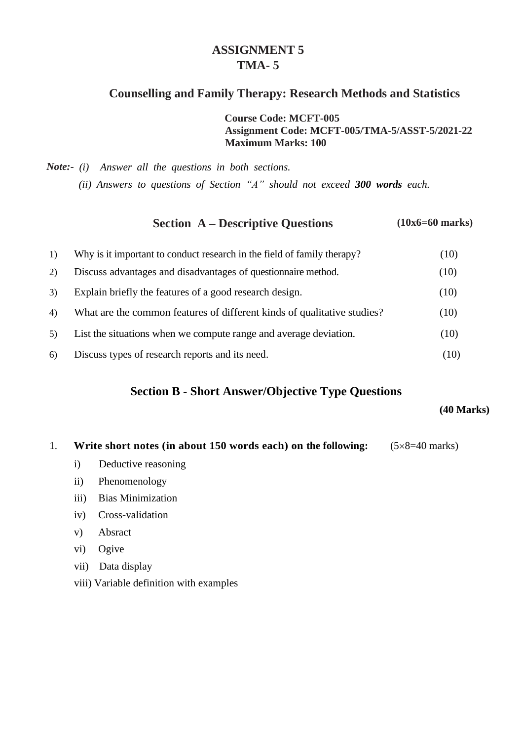# ASSIGNMENT 5
# TMA- 5

## Counselling and Family Therapy: Research Methods and Statistics

**Course Code: MCFT-005**
**Assignment Code: MCFT-005/TMA-5/ASST-5/2021-22**
**Maximum Marks: 100**

***Note:-*** *(i) Answer all the questions in both sections.*

*(ii) Answers to questions of Section "A" should not exceed* ***300 words*** *each.*

## Section A – Descriptive Questions **(10x6=60 marks)**

1) Why is it important to conduct research in the field of family therapy? (10)
2) Discuss advantages and disadvantages of questionnaire method. (10)
3) Explain briefly the features of a good research design. (10)
4) What are the common features of different kinds of qualitative studies? (10)
5) List the situations when we compute range and average deviation. (10)
6) Discuss types of research reports and its need. (10)

## Section B - Short Answer/Objective Type Questions

**(40 Marks)**

1. **Write short notes (in about 150 words each) on the following:** (5×8=40 marks)

    i) Deductive reasoning
    ii) Phenomenology
    iii) Bias Minimization
    iv) Cross-validation
    v) Absract
    vi) Ogive
    vii) Data display
    viii) Variable definition with examples